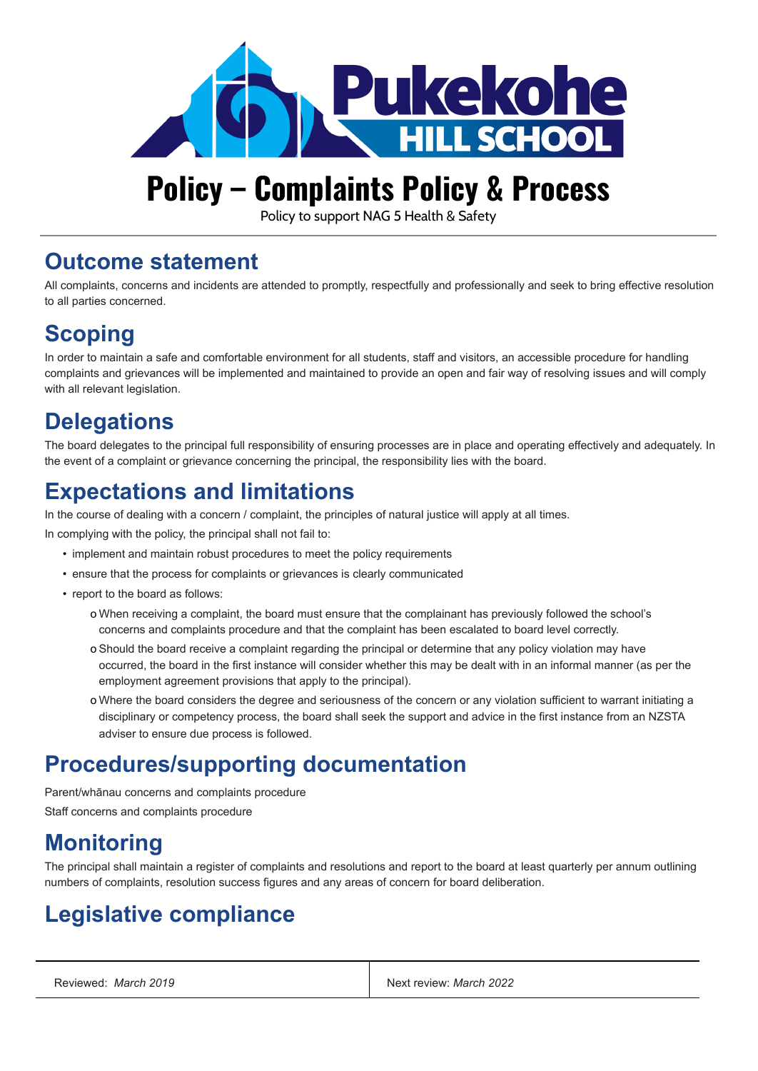# Policy – Complaints Policy & Process

Policy to support NAG 5 Health & Safety

## Outcome statement

All complaints, concerns and incidents are attended to promptly, respectfully and professionally and seek to bring effective resolution to all parties concerned.

## Scoping

In order to maintain a safe and comfortable environment for all students, staff and visitors, an accessible procedure for handling complaints and grievances will be implemented and maintained to provide an open and fair way of resolving issues and will comply with all relevant legislation.

## Delegations

The board delegates to the principal full responsibility of ensuring processes are in place and operating effectively and adequately. In the event of a complaint or grievance concerning the principal, the responsibility lies with the board.

## Expectations and limitations

In the course of dealing with a concern / complaint, the principles of natural justice will apply at all times.

In complying with the policy, the principal shall not fail to:

- implement and maintain robust procedures to meet the policy requirements
- ensure that the process for complaints or grievances is clearly communicated
- report to the board as follows:
  - When receiving a complaint, the board must ensure that the complainant has previously followed the school's concerns and complaints procedure and that the complaint has been escalated to board level correctly.
  - Should the board receive a complaint regarding the principal or determine that any policy violation may have occurred, the board in the first instance will consider whether this may be dealt with in an informal manner (as per the employment agreement provisions that apply to the principal).
  - Where the board considers the degree and seriousness of the concern or any violation sufficient to warrant initiating a disciplinary or competency process, the board shall seek the support and advice in the first instance from an NZSTA adviser to ensure due process is followed.

## Procedures/supporting documentation

Parent/whānau concerns and complaints procedure

Staff concerns and complaints procedure

## Monitoring

The principal shall maintain a register of complaints and resolutions and report to the board at least quarterly per annum outlining numbers of complaints, resolution success figures and any areas of concern for board deliberation.

## Legislative compliance

| Reviewed: *March 2019* | Next review: *March 2022* |
|---|---|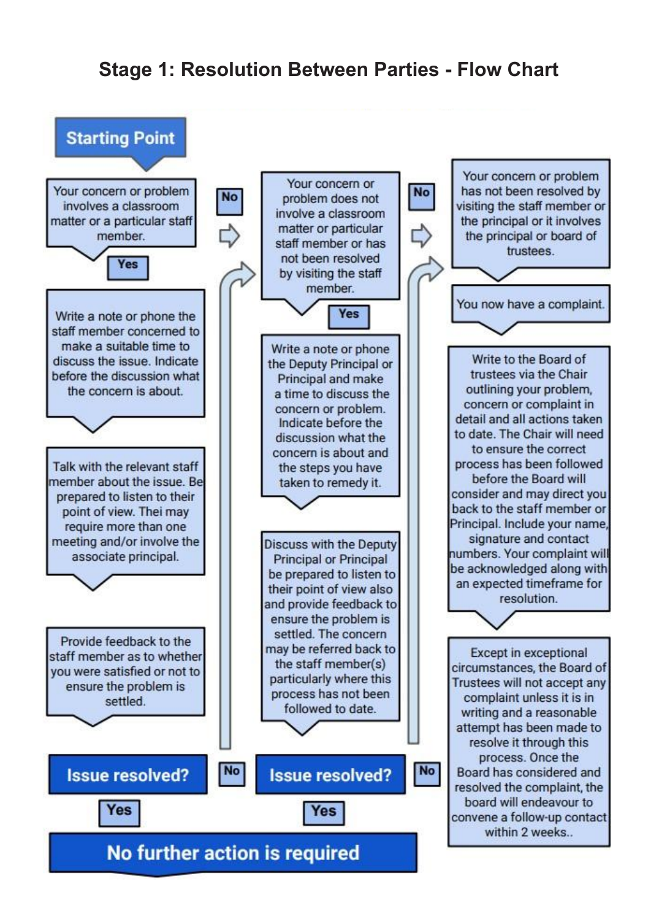## Stage 1: Resolution Between Parties - Flow Chart

**Starting Point**

Your concern or problem involves a classroom matter or a particular staff member.

**Yes**

Write a note or phone the staff member concerned to make a suitable time to discuss the issue. Indicate before the discussion what the concern is about.

Talk with the relevant staff member about the issue. Be prepared to listen to their point of view. Thei may require more than one meeting and/or involve the associate principal.

Provide feedback to the staff member as to whether you were satisfied or not to ensure the problem is settled.

**Issue resolved?**

**Yes** → **No further action is required**

**No** →

Your concern or problem does not involve a classroom matter or particular staff member or has not been resolved by visiting the staff member.

**Yes**

Write a note or phone the Deputy Principal or Principal and make a time to discuss the concern or problem. Indicate before the discussion what the concern is about and the steps you have taken to remedy it.

Discuss with the Deputy Principal or Principal be prepared to listen to their point of view also and provide feedback to ensure the problem is settled. The concern may be referred back to the staff member(s) particularly where this process has not been followed to date.

**Issue resolved?**

**Yes** → **No further action is required**

**No** →

Your concern or problem has not been resolved by visiting the staff member or the principal or it involves the principal or board of trustees.

You now have a complaint.

Write to the Board of trustees via the Chair outlining your problem, concern or complaint in detail and all actions taken to date. The Chair will need to ensure the correct process has been followed before the Board will consider and may direct you back to the staff member or Principal. Include your name, signature and contact numbers. Your complaint will be acknowledged along with an expected timeframe for resolution.

Except in exceptional circumstances, the Board of Trustees will not accept any complaint unless it is in writing and a reasonable attempt has been made to resolve it through this process. Once the Board has considered and resolved the complaint, the board will endeavour to convene a follow-up contact within 2 weeks..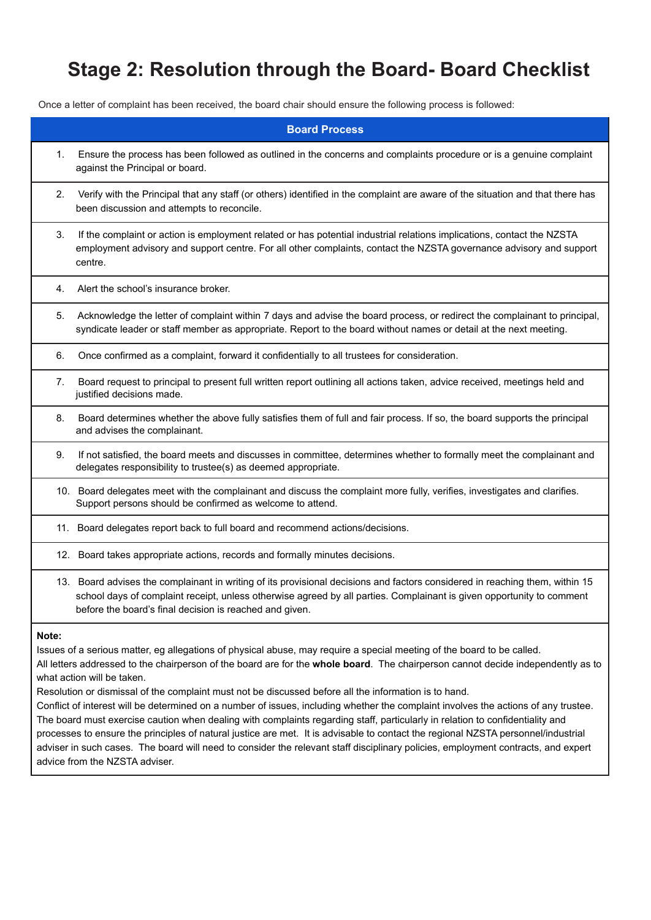# Stage 2: Resolution through the Board- Board Checklist

Once a letter of complaint has been received, the board chair should ensure the following process is followed:

| Board Process |
|---|
| 1. Ensure the process has been followed as outlined in the concerns and complaints procedure or is a genuine complaint against the Principal or board. |
| 2. Verify with the Principal that any staff (or others) identified in the complaint are aware of the situation and that there has been discussion and attempts to reconcile. |
| 3. If the complaint or action is employment related or has potential industrial relations implications, contact the NZSTA employment advisory and support centre. For all other complaints, contact the NZSTA governance advisory and support centre. |
| 4. Alert the school's insurance broker. |
| 5. Acknowledge the letter of complaint within 7 days and advise the board process, or redirect the complainant to principal, syndicate leader or staff member as appropriate. Report to the board without names or detail at the next meeting. |
| 6. Once confirmed as a complaint, forward it confidentially to all trustees for consideration. |
| 7. Board request to principal to present full written report outlining all actions taken, advice received, meetings held and justified decisions made. |
| 8. Board determines whether the above fully satisfies them of full and fair process. If so, the board supports the principal and advises the complainant. |
| 9. If not satisfied, the board meets and discusses in committee, determines whether to formally meet the complainant and delegates responsibility to trustee(s) as deemed appropriate. |
| 10. Board delegates meet with the complainant and discuss the complaint more fully, verifies, investigates and clarifies. Support persons should be confirmed as welcome to attend. |
| 11. Board delegates report back to full board and recommend actions/decisions. |
| 12. Board takes appropriate actions, records and formally minutes decisions. |
| 13. Board advises the complainant in writing of its provisional decisions and factors considered in reaching them, within 15 school days of complaint receipt, unless otherwise agreed by all parties. Complainant is given opportunity to comment before the board's final decision is reached and given. |

**Note:**

Issues of a serious matter, eg allegations of physical abuse, may require a special meeting of the board to be called.

All letters addressed to the chairperson of the board are for the **whole board**. The chairperson cannot decide independently as to what action will be taken.

Resolution or dismissal of the complaint must not be discussed before all the information is to hand.

Conflict of interest will be determined on a number of issues, including whether the complaint involves the actions of any trustee.

The board must exercise caution when dealing with complaints regarding staff, particularly in relation to confidentiality and processes to ensure the principles of natural justice are met. It is advisable to contact the regional NZSTA personnel/industrial adviser in such cases. The board will need to consider the relevant staff disciplinary policies, employment contracts, and expert advice from the NZSTA adviser.